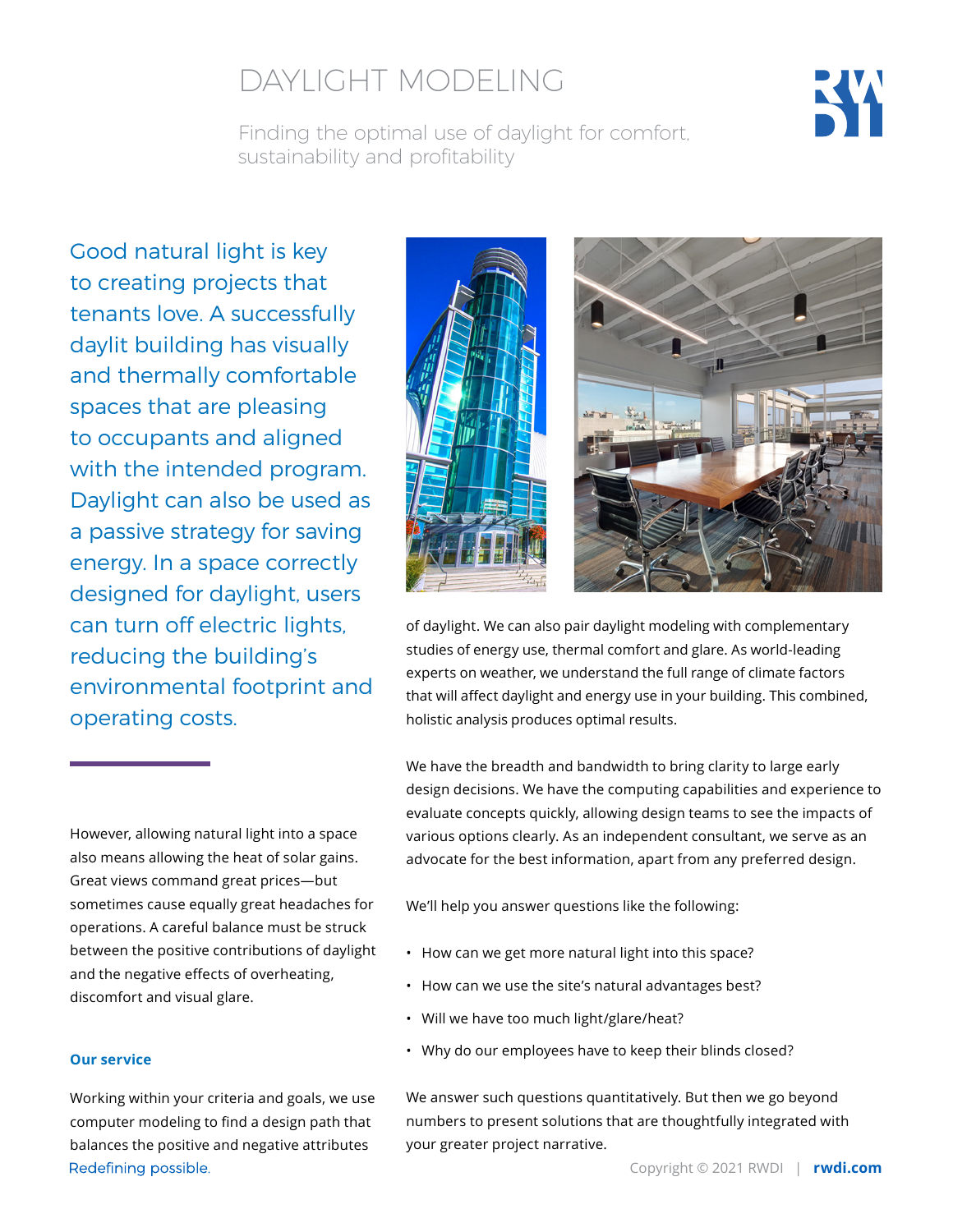# DAYLIGHT MODELING

Finding the optimal use of daylight for comfort, sustainability and profitability

Good natural light is key to creating projects that tenants love. A successfully daylit building has visually and thermally comfortable spaces that are pleasing to occupants and aligned with the intended program. Daylight can also be used as a passive strategy for saving energy. In a space correctly designed for daylight, users can turn off electric lights, reducing the building's environmental footprint and operating costs.

However, allowing natural light into a space also means allowing the heat of solar gains. Great views command great prices—but sometimes cause equally great headaches for operations. A careful balance must be struck between the positive contributions of daylight and the negative effects of overheating, discomfort and visual glare.

**Our service**

Working within your criteria and goals, we use computer modeling to find a design path that balances the positive and negative attributes of daylight. We can also pair daylight modeling with complementary studies of energy use, thermal comfort and glare. As world-leading experts on weather, we understand the full range of climate factors that will affect daylight and energy use in your building. This combined, holistic analysis produces optimal results.

We have the breadth and bandwidth to bring clarity to large early design decisions. We have the computing capabilities and experience to evaluate concepts quickly, allowing design teams to see the impacts of various options clearly. As an independent consultant, we serve as an advocate for the best information, apart from any preferred design.

We'll help you answer questions like the following:

- How can we get more natural light into this space?
- How can we use the site's natural advantages best?
- Will we have too much light/glare/heat?
- Why do our employees have to keep their blinds closed?

We answer such questions quantitatively. But then we go beyond numbers to present solutions that are thoughtfully integrated with your greater project narrative.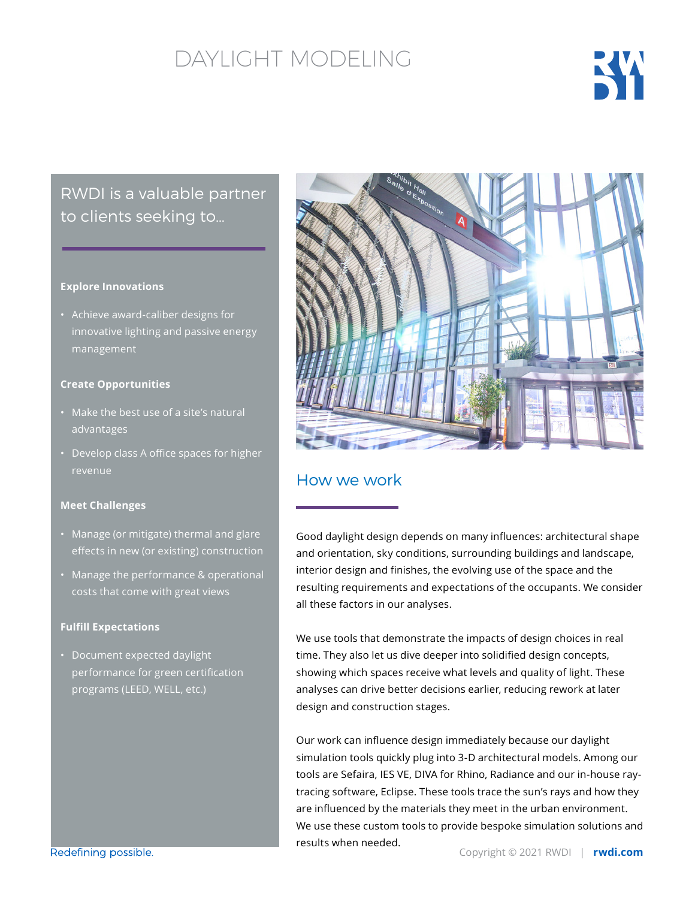# DAYLIGHT MODELING

## RWDI is a valuable partner to clients seeking to...

**Explore Innovations**

- Achieve award-caliber designs for innovative lighting and passive energy management

**Create Opportunities**

- Make the best use of a site's natural advantages
- Develop class A office spaces for higher revenue

**Meet Challenges**

- Manage (or mitigate) thermal and glare effects in new (or existing) construction
- Manage the performance & operational costs that come with great views

**Fulfill Expectations**

- Document expected daylight performance for green certification programs (LEED, WELL, etc.)

## How we work

Good daylight design depends on many influences: architectural shape and orientation, sky conditions, surrounding buildings and landscape, interior design and finishes, the evolving use of the space and the resulting requirements and expectations of the occupants. We consider all these factors in our analyses.

We use tools that demonstrate the impacts of design choices in real time. They also let us dive deeper into solidified design concepts, showing which spaces receive what levels and quality of light. These analyses can drive better decisions earlier, reducing rework at later design and construction stages.

Our work can influence design immediately because our daylight simulation tools quickly plug into 3-D architectural models. Among our tools are Sefaira, IES VE, DIVA for Rhino, Radiance and our in-house ray-tracing software, Eclipse. These tools trace the sun's rays and how they are influenced by the materials they meet in the urban environment. We use these custom tools to provide bespoke simulation solutions and results when needed.

Redefining possible.

Copyright © 2021 RWDI | **rwdi.com**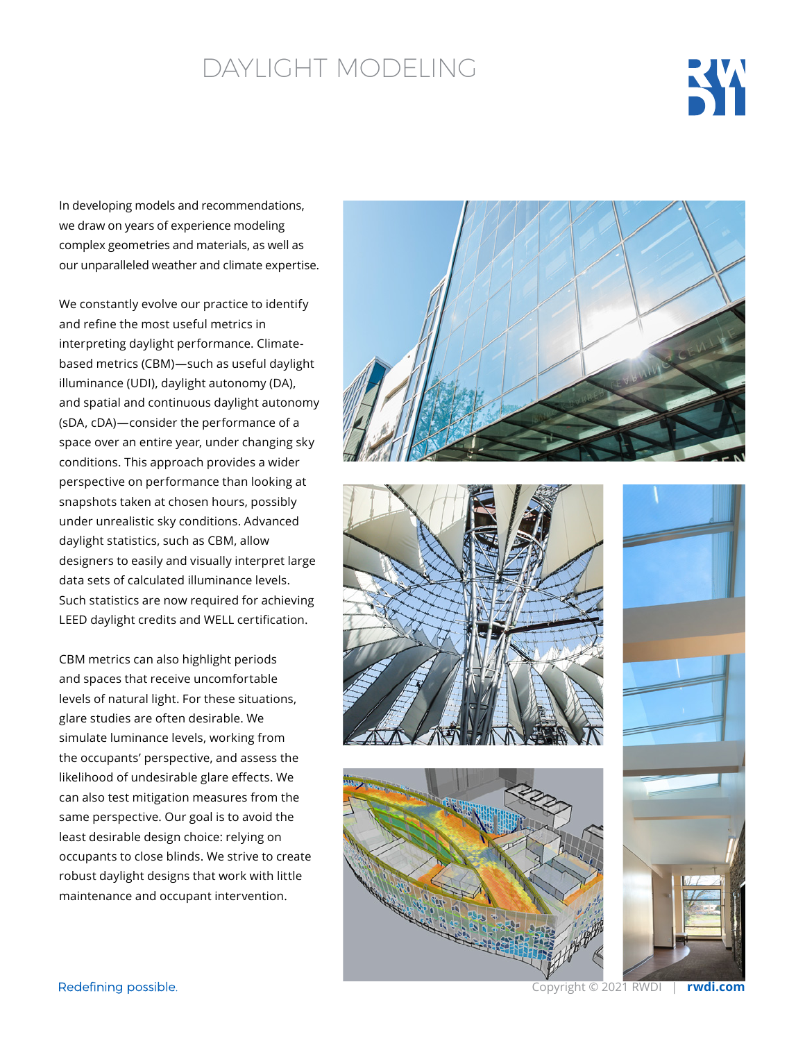# DAYLIGHT MODELING

In developing models and recommendations, we draw on years of experience modeling complex geometries and materials, as well as our unparalleled weather and climate expertise.

We constantly evolve our practice to identify and refine the most useful metrics in interpreting daylight performance. Climate-based metrics (CBM)—such as useful daylight illuminance (UDI), daylight autonomy (DA), and spatial and continuous daylight autonomy (sDA, cDA)—consider the performance of a space over an entire year, under changing sky conditions. This approach provides a wider perspective on performance than looking at snapshots taken at chosen hours, possibly under unrealistic sky conditions. Advanced daylight statistics, such as CBM, allow designers to easily and visually interpret large data sets of calculated illuminance levels. Such statistics are now required for achieving LEED daylight credits and WELL certification.

CBM metrics can also highlight periods and spaces that receive uncomfortable levels of natural light. For these situations, glare studies are often desirable. We simulate luminance levels, working from the occupants' perspective, and assess the likelihood of undesirable glare effects. We can also test mitigation measures from the same perspective. Our goal is to avoid the least desirable design choice: relying on occupants to close blinds. We strive to create robust daylight designs that work with little maintenance and occupant intervention.

Redefining possible.

Copyright © 2021 RWDI | **rwdi.com**